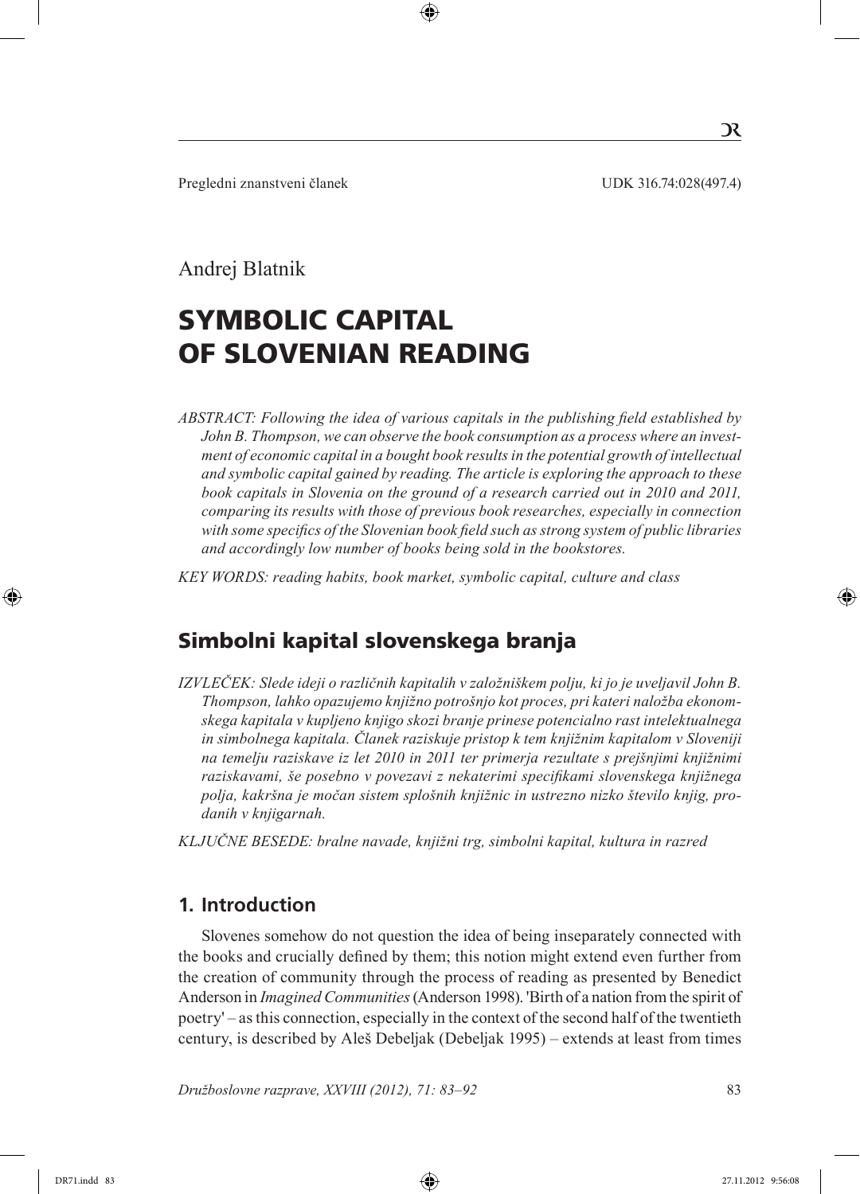Pregledni znanstveni članek UDK 316.74:028(497.4)

Andrej Blatnik

# SYMBOLIC CAPITAL OF SLOVENIAN READING

*ABSTRACT: Following the idea of various capitals in the publishing field established by John B. Thompson, we can observe the book consumption as a process where an investment of economic capital in a bought book results in the potential growth of intellectual and symbolic capital gained by reading. The article is exploring the approach to these book capitals in Slovenia on the ground of a research carried out in 2010 and 2011, comparing its results with those of previous book researches, especially in connection with some specifics of the Slovenian book field such as strong system of public libraries and accordingly low number of books being sold in the bookstores.*

*KEY WORDS: reading habits, book market, symbolic capital, culture and class*

## Simbolni kapital slovenskega branja

*IZVLEČEK: Slede ideji o različnih kapitalih v založniškem polju, ki jo je uveljavil John B. Thompson, lahko opazujemo knjižno potrošnjo kot proces, pri kateri naložba ekonomskega kapitala v kupljeno knjigo skozi branje prinese potencialno rast intelektualnega in simbolnega kapitala. Članek raziskuje pristop k tem knjižnim kapitalom v Sloveniji na temelju raziskave iz let 2010 in 2011 ter primerja rezultate s prejšnjimi knjižnimi raziskavami, še posebno v povezavi z nekaterimi specifikami slovenskega knjižnega polja, kakršna je močan sistem splošnih knjižnic in ustrezno nizko število knjig, prodanih v knjigarnah.*

*KLJUČNE BESEDE: bralne navade, knjižni trg, simbolni kapital, kultura in razred*

### 1. Introduction

Slovenes somehow do not question the idea of being inseparately connected with the books and crucially defined by them; this notion might extend even further from the creation of community through the process of reading as presented by Benedict Anderson in *Imagined Communities* (Anderson 1998). 'Birth of a nation from the spirit of poetry' – as this connection, especially in the context of the second half of the twentieth century, is described by Aleš Debeljak (Debeljak 1995) – extends at least from times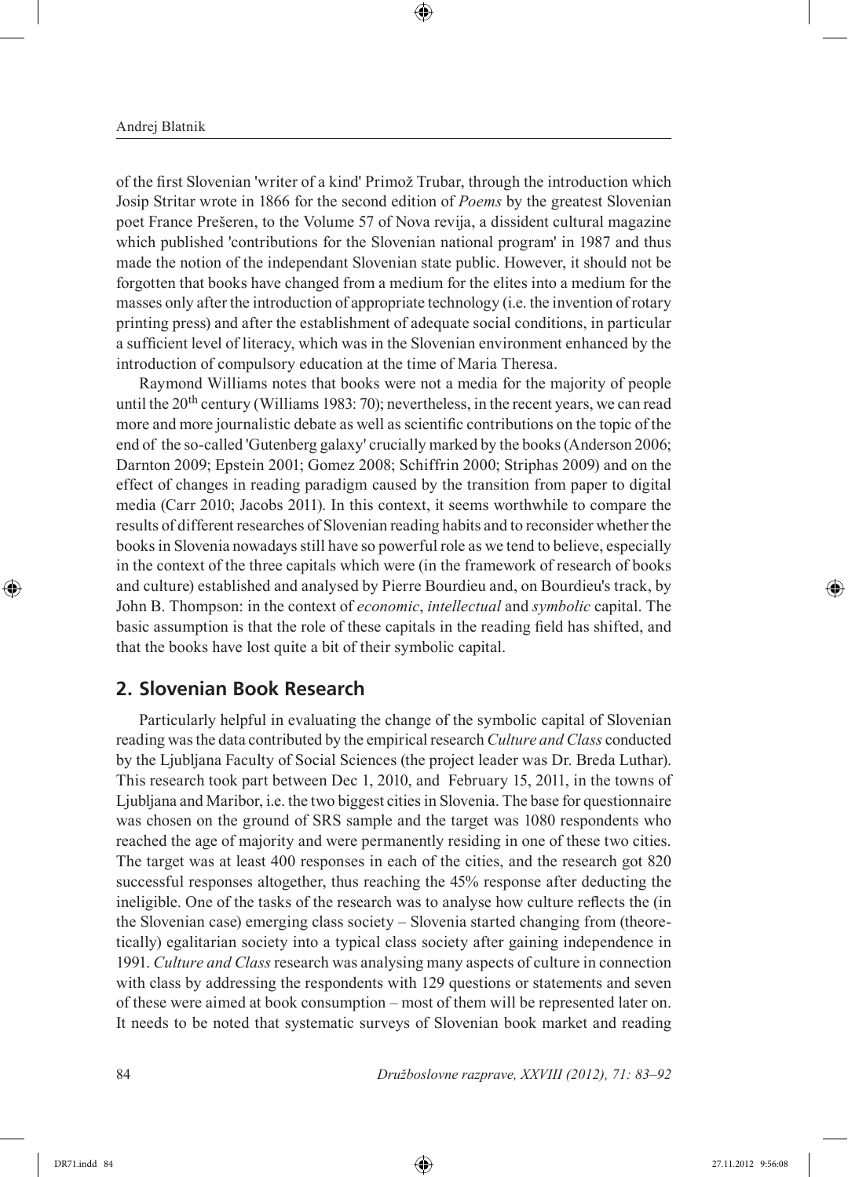of the first Slovenian 'writer of a kind' Primož Trubar, through the introduction which Josip Stritar wrote in 1866 for the second edition of *Poems* by the greatest Slovenian poet France Prešeren, to the Volume 57 of Nova revija, a dissident cultural magazine which published 'contributions for the Slovenian national program' in 1987 and thus made the notion of the independant Slovenian state public. However, it should not be forgotten that books have changed from a medium for the elites into a medium for the masses only after the introduction of appropriate technology (i.e. the invention of rotary printing press) and after the establishment of adequate social conditions, in particular a sufficient level of literacy, which was in the Slovenian environment enhanced by the introduction of compulsory education at the time of Maria Theresa.

Raymond Williams notes that books were not a media for the majority of people until the 20th century (Williams 1983: 70); nevertheless, in the recent years, we can read more and more journalistic debate as well as scientific contributions on the topic of the end of the so-called 'Gutenberg galaxy' crucially marked by the books (Anderson 2006; Darnton 2009; Epstein 2001; Gomez 2008; Schiffrin 2000; Striphas 2009) and on the effect of changes in reading paradigm caused by the transition from paper to digital media (Carr 2010; Jacobs 2011). In this context, it seems worthwhile to compare the results of different researches of Slovenian reading habits and to reconsider whether the books in Slovenia nowadays still have so powerful role as we tend to believe, especially in the context of the three capitals which were (in the framework of research of books and culture) established and analysed by Pierre Bourdieu and, on Bourdieu's track, by John B. Thompson: in the context of *economic*, *intellectual* and *symbolic* capital. The basic assumption is that the role of these capitals in the reading field has shifted, and that the books have lost quite a bit of their symbolic capital.

## 2. Slovenian Book Research

Particularly helpful in evaluating the change of the symbolic capital of Slovenian reading was the data contributed by the empirical research *Culture and Class* conducted by the Ljubljana Faculty of Social Sciences (the project leader was Dr. Breda Luthar). This research took part between Dec 1, 2010, and February 15, 2011, in the towns of Ljubljana and Maribor, i.e. the two biggest cities in Slovenia. The base for questionnaire was chosen on the ground of SRS sample and the target was 1080 respondents who reached the age of majority and were permanently residing in one of these two cities. The target was at least 400 responses in each of the cities, and the research got 820 successful responses altogether, thus reaching the 45% response after deducting the ineligible. One of the tasks of the research was to analyse how culture reflects the (in the Slovenian case) emerging class society – Slovenia started changing from (theoretically) egalitarian society into a typical class society after gaining independence in 1991. *Culture and Class* research was analysing many aspects of culture in connection with class by addressing the respondents with 129 questions or statements and seven of these were aimed at book consumption – most of them will be represented later on. It needs to be noted that systematic surveys of Slovenian book market and reading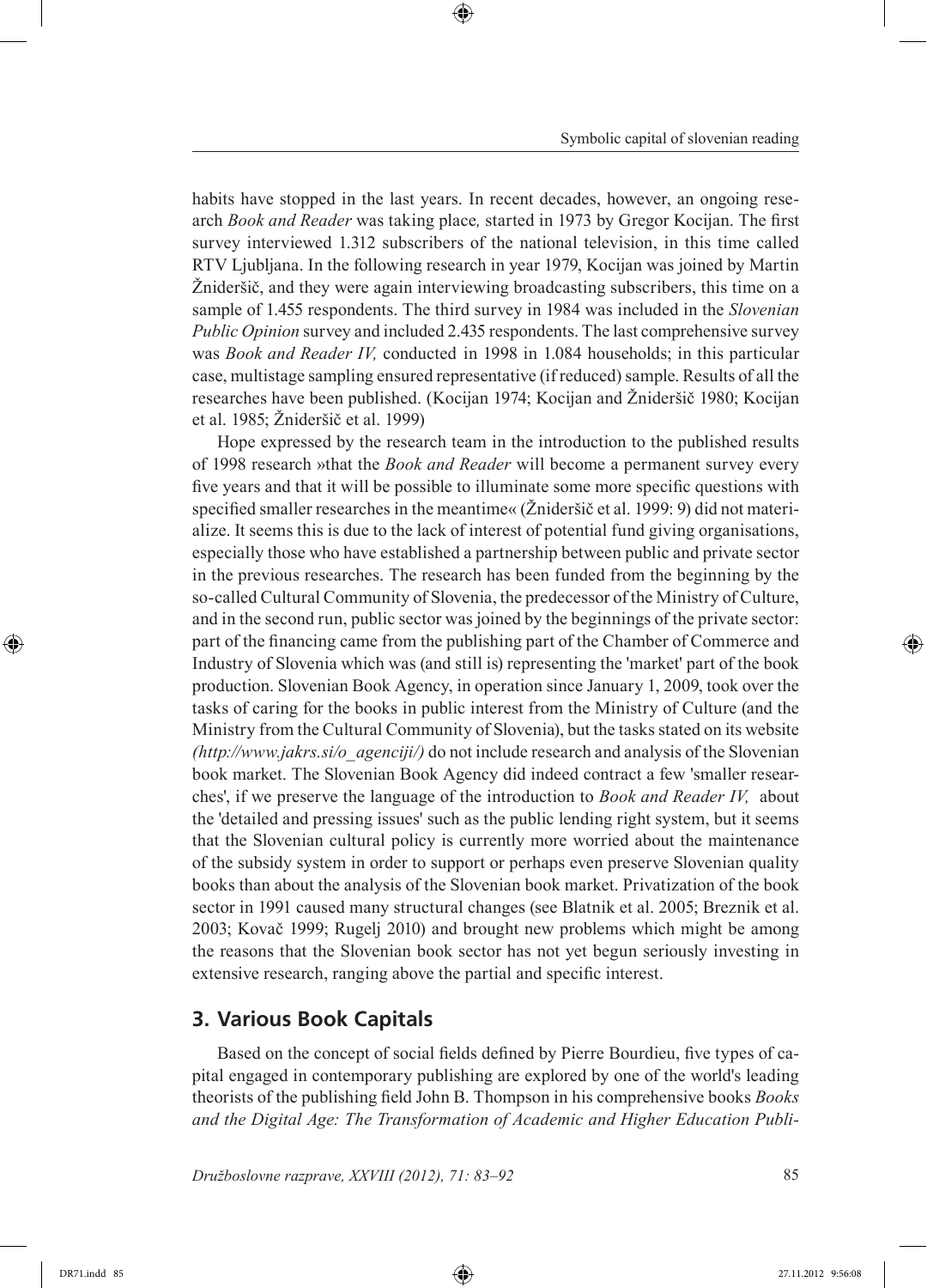habits have stopped in the last years. In recent decades, however, an ongoing research *Book and Reader* was taking place, started in 1973 by Gregor Kocijan. The first survey interviewed 1.312 subscribers of the national television, in this time called RTV Ljubljana. In the following research in year 1979, Kocijan was joined by Martin Žnideršič, and they were again interviewing broadcasting subscribers, this time on a sample of 1.455 respondents. The third survey in 1984 was included in the *Slovenian Public Opinion* survey and included 2.435 respondents. The last comprehensive survey was *Book and Reader IV,* conducted in 1998 in 1.084 households; in this particular case, multistage sampling ensured representative (if reduced) sample. Results of all the researches have been published. (Kocijan 1974; Kocijan and Žnideršič 1980; Kocijan et al. 1985; Žnideršič et al. 1999)

Hope expressed by the research team in the introduction to the published results of 1998 research »that the *Book and Reader* will become a permanent survey every five years and that it will be possible to illuminate some more specific questions with specified smaller researches in the meantime« (Žnideršič et al. 1999: 9) did not materialize. It seems this is due to the lack of interest of potential fund giving organisations, especially those who have established a partnership between public and private sector in the previous researches. The research has been funded from the beginning by the so-called Cultural Community of Slovenia, the predecessor of the Ministry of Culture, and in the second run, public sector was joined by the beginnings of the private sector: part of the financing came from the publishing part of the Chamber of Commerce and Industry of Slovenia which was (and still is) representing the 'market' part of the book production. Slovenian Book Agency, in operation since January 1, 2009, took over the tasks of caring for the books in public interest from the Ministry of Culture (and the Ministry from the Cultural Community of Slovenia), but the tasks stated on its website *(http://www.jakrs.si/o_agenciji/)* do not include research and analysis of the Slovenian book market. The Slovenian Book Agency did indeed contract a few 'smaller researches', if we preserve the language of the introduction to *Book and Reader IV,* about the 'detailed and pressing issues' such as the public lending right system, but it seems that the Slovenian cultural policy is currently more worried about the maintenance of the subsidy system in order to support or perhaps even preserve Slovenian quality books than about the analysis of the Slovenian book market. Privatization of the book sector in 1991 caused many structural changes (see Blatnik et al. 2005; Breznik et al. 2003; Kovač 1999; Rugelj 2010) and brought new problems which might be among the reasons that the Slovenian book sector has not yet begun seriously investing in extensive research, ranging above the partial and specific interest.

## 3. Various Book Capitals

Based on the concept of social fields defined by Pierre Bourdieu, five types of capital engaged in contemporary publishing are explored by one of the world's leading theorists of the publishing field John B. Thompson in his comprehensive books *Books and the Digital Age: The Transformation of Academic and Higher Education Publi-*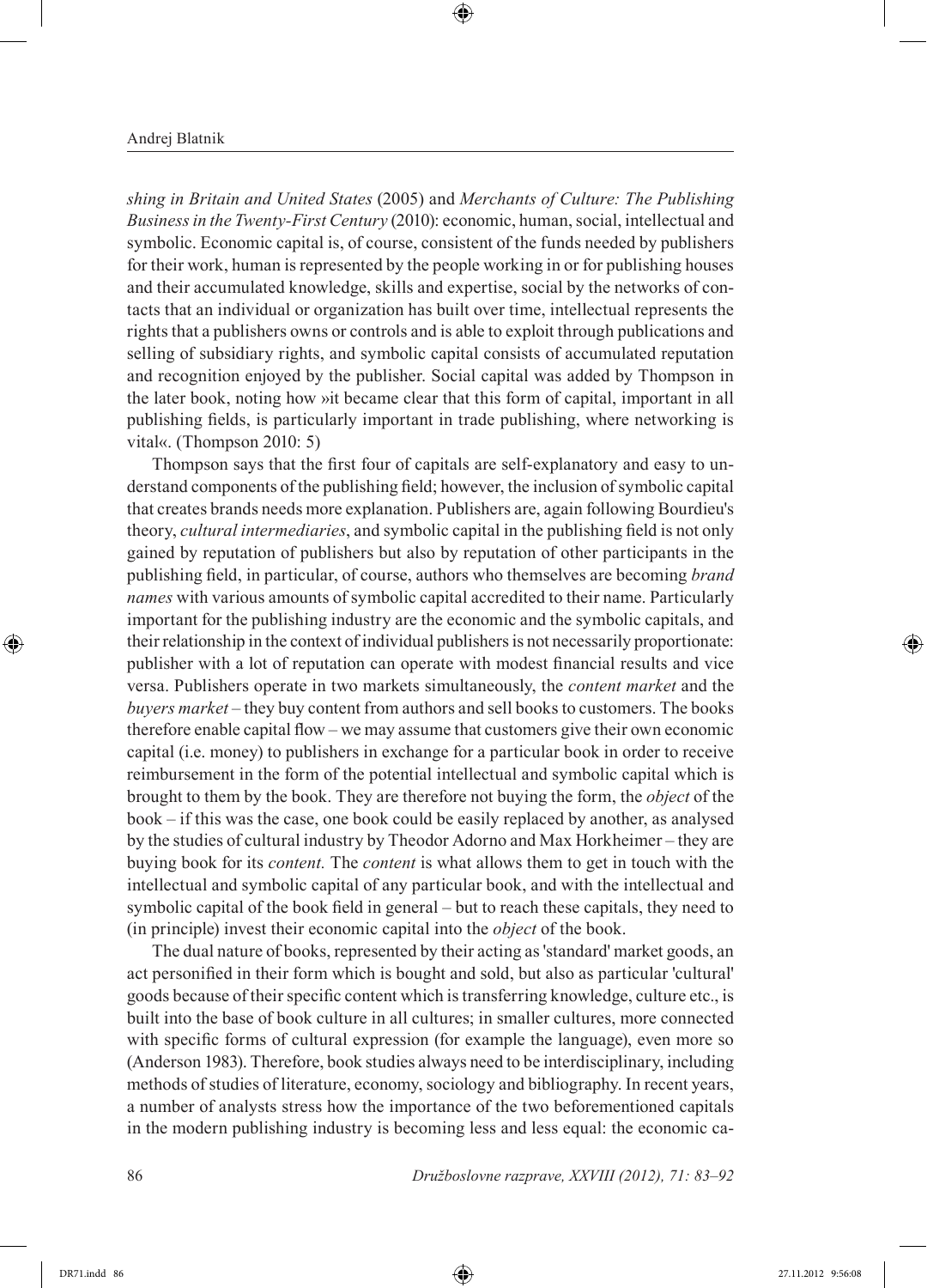*shing in Britain and United States* (2005) and *Merchants of Culture: The Publishing Business in the Twenty-First Century* (2010): economic, human, social, intellectual and symbolic. Economic capital is, of course, consistent of the funds needed by publishers for their work, human is represented by the people working in or for publishing houses and their accumulated knowledge, skills and expertise, social by the networks of contacts that an individual or organization has built over time, intellectual represents the rights that a publishers owns or controls and is able to exploit through publications and selling of subsidiary rights, and symbolic capital consists of accumulated reputation and recognition enjoyed by the publisher. Social capital was added by Thompson in the later book, noting how »it became clear that this form of capital, important in all publishing fields, is particularly important in trade publishing, where networking is vital«. (Thompson 2010: 5)

Thompson says that the first four of capitals are self-explanatory and easy to understand components of the publishing field; however, the inclusion of symbolic capital that creates brands needs more explanation. Publishers are, again following Bourdieu's theory, *cultural intermediaries*, and symbolic capital in the publishing field is not only gained by reputation of publishers but also by reputation of other participants in the publishing field, in particular, of course, authors who themselves are becoming *brand names* with various amounts of symbolic capital accredited to their name. Particularly important for the publishing industry are the economic and the symbolic capitals, and their relationship in the context of individual publishers is not necessarily proportionate: publisher with a lot of reputation can operate with modest financial results and vice versa. Publishers operate in two markets simultaneously, the *content market* and the *buyers market* – they buy content from authors and sell books to customers. The books therefore enable capital flow – we may assume that customers give their own economic capital (i.e. money) to publishers in exchange for a particular book in order to receive reimbursement in the form of the potential intellectual and symbolic capital which is brought to them by the book. They are therefore not buying the form, the *object* of the book – if this was the case, one book could be easily replaced by another, as analysed by the studies of cultural industry by Theodor Adorno and Max Horkheimer – they are buying book for its *content.* The *content* is what allows them to get in touch with the intellectual and symbolic capital of any particular book, and with the intellectual and symbolic capital of the book field in general – but to reach these capitals, they need to (in principle) invest their economic capital into the *object* of the book.

The dual nature of books, represented by their acting as 'standard' market goods, an act personified in their form which is bought and sold, but also as particular 'cultural' goods because of their specific content which is transferring knowledge, culture etc., is built into the base of book culture in all cultures; in smaller cultures, more connected with specific forms of cultural expression (for example the language), even more so (Anderson 1983). Therefore, book studies always need to be interdisciplinary, including methods of studies of literature, economy, sociology and bibliography. In recent years, a number of analysts stress how the importance of the two beforementioned capitals in the modern publishing industry is becoming less and less equal: the economic ca-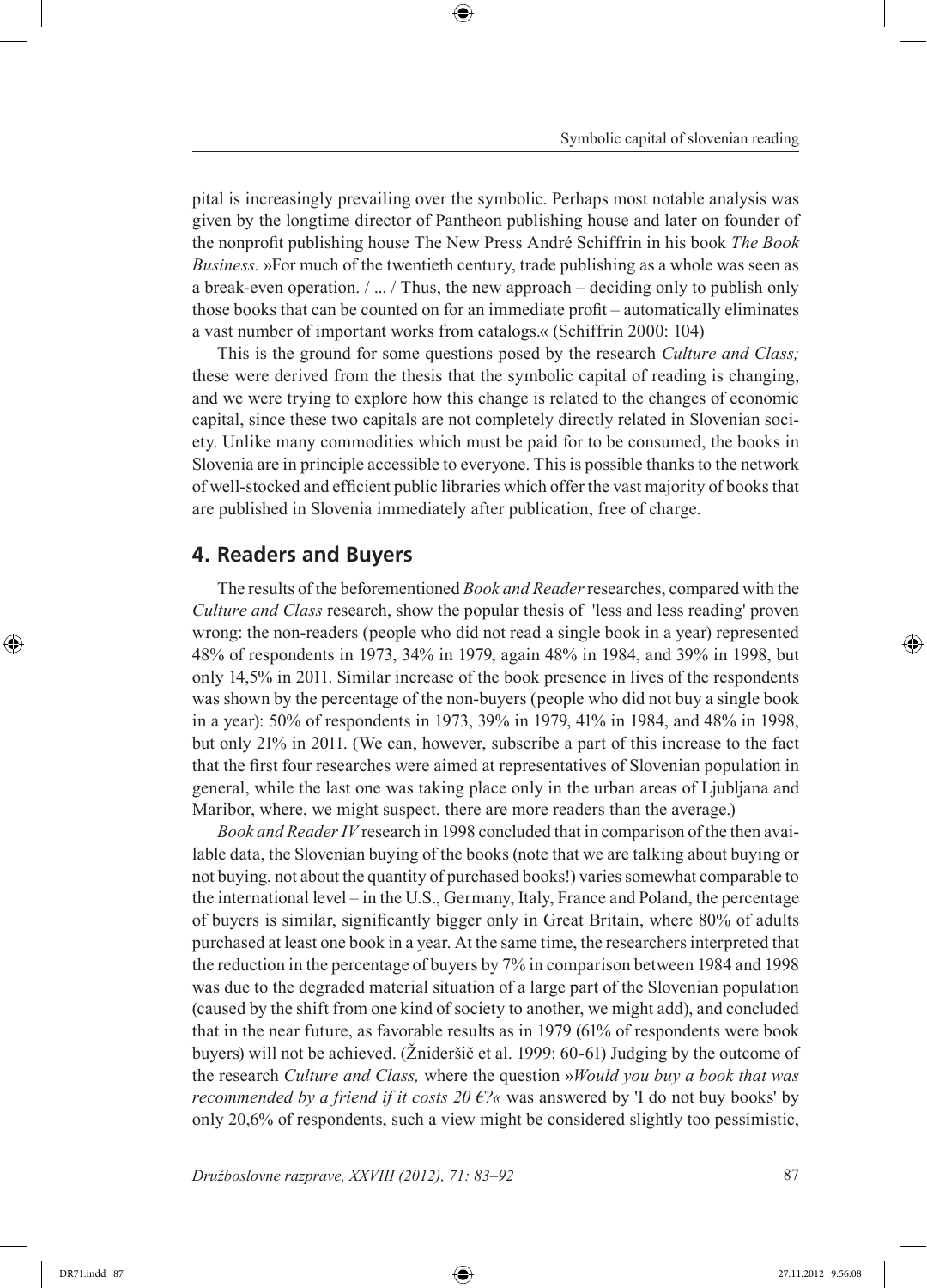pital is increasingly prevailing over the symbolic. Perhaps most notable analysis was given by the longtime director of Pantheon publishing house and later on founder of the nonprofit publishing house The New Press André Schiffrin in his book *The Book Business.* »For much of the twentieth century, trade publishing as a whole was seen as a break-even operation. / ... / Thus, the new approach – deciding only to publish only those books that can be counted on for an immediate profit – automatically eliminates a vast number of important works from catalogs.« (Schiffrin 2000: 104)

This is the ground for some questions posed by the research *Culture and Class;* these were derived from the thesis that the symbolic capital of reading is changing, and we were trying to explore how this change is related to the changes of economic capital, since these two capitals are not completely directly related in Slovenian society. Unlike many commodities which must be paid for to be consumed, the books in Slovenia are in principle accessible to everyone. This is possible thanks to the network of well-stocked and efficient public libraries which offer the vast majority of books that are published in Slovenia immediately after publication, free of charge.

## 4. Readers and Buyers

The results of the beforementioned *Book and Reader* researches, compared with the *Culture and Class* research, show the popular thesis of 'less and less reading' proven wrong: the non-readers (people who did not read a single book in a year) represented 48% of respondents in 1973, 34% in 1979, again 48% in 1984, and 39% in 1998, but only 14,5% in 2011. Similar increase of the book presence in lives of the respondents was shown by the percentage of the non-buyers (people who did not buy a single book in a year): 50% of respondents in 1973, 39% in 1979, 41% in 1984, and 48% in 1998, but only 21% in 2011. (We can, however, subscribe a part of this increase to the fact that the first four researches were aimed at representatives of Slovenian population in general, while the last one was taking place only in the urban areas of Ljubljana and Maribor, where, we might suspect, there are more readers than the average.)

*Book and Reader IV* research in 1998 concluded that in comparison of the then available data, the Slovenian buying of the books (note that we are talking about buying or not buying, not about the quantity of purchased books!) varies somewhat comparable to the international level – in the U.S., Germany, Italy, France and Poland, the percentage of buyers is similar, significantly bigger only in Great Britain, where 80% of adults purchased at least one book in a year. At the same time, the researchers interpreted that the reduction in the percentage of buyers by 7% in comparison between 1984 and 1998 was due to the degraded material situation of a large part of the Slovenian population (caused by the shift from one kind of society to another, we might add), and concluded that in the near future, as favorable results as in 1979 (61% of respondents were book buyers) will not be achieved. (Žnideršič et al. 1999: 60-61) Judging by the outcome of the research *Culture and Class,* where the question »*Would you buy a book that was recommended by a friend if it costs 20 €?*« was answered by 'I do not buy books' by only 20,6% of respondents, such a view might be considered slightly too pessimistic,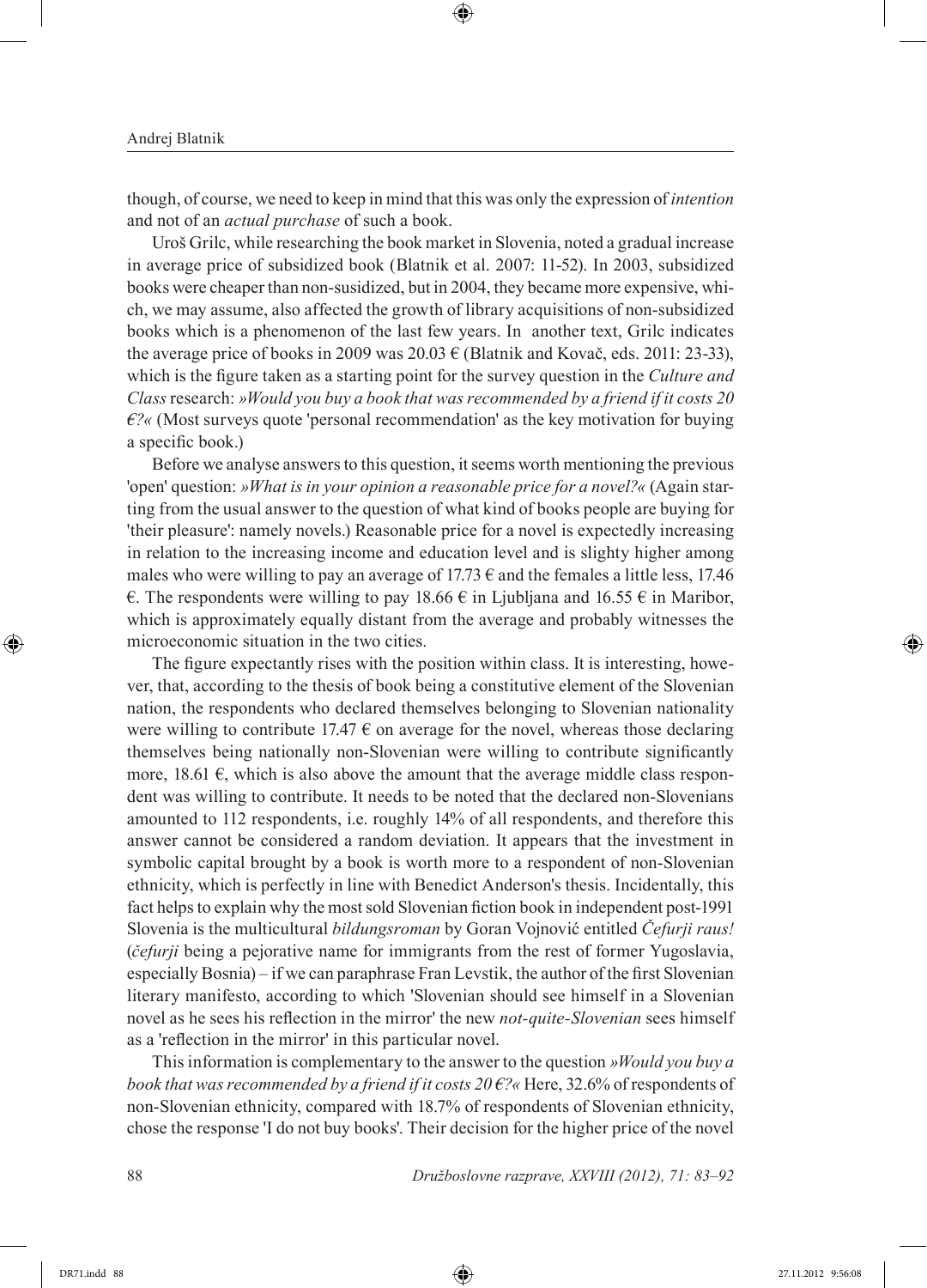though, of course, we need to keep in mind that this was only the expression of *intention* and not of an *actual purchase* of such a book.

Uroš Grilc, while researching the book market in Slovenia, noted a gradual increase in average price of subsidized book (Blatnik et al. 2007: 11-52). In 2003, subsidized books were cheaper than non-susidized, but in 2004, they became more expensive, which, we may assume, also affected the growth of library acquisitions of non-subsidized books which is a phenomenon of the last few years. In another text, Grilc indicates the average price of books in 2009 was 20.03 € (Blatnik and Kovač, eds. 2011: 23-33), which is the figure taken as a starting point for the survey question in the *Culture and Class* research: *»Would you buy a book that was recommended by a friend if it costs 20 €?«* (Most surveys quote 'personal recommendation' as the key motivation for buying a specific book.)

Before we analyse answers to this question, it seems worth mentioning the previous 'open' question: *»What is in your opinion a reasonable price for a novel?«* (Again starting from the usual answer to the question of what kind of books people are buying for 'their pleasure': namely novels.) Reasonable price for a novel is expectedly increasing in relation to the increasing income and education level and is slighty higher among males who were willing to pay an average of 17.73 € and the females a little less, 17.46 €. The respondents were willing to pay 18.66 € in Ljubljana and 16.55 € in Maribor, which is approximately equally distant from the average and probably witnesses the microeconomic situation in the two cities.

The figure expectantly rises with the position within class. It is interesting, however, that, according to the thesis of book being a constitutive element of the Slovenian nation, the respondents who declared themselves belonging to Slovenian nationality were willing to contribute 17.47 € on average for the novel, whereas those declaring themselves being nationally non-Slovenian were willing to contribute significantly more, 18.61 €, which is also above the amount that the average middle class respondent was willing to contribute. It needs to be noted that the declared non-Slovenians amounted to 112 respondents, i.e. roughly 14% of all respondents, and therefore this answer cannot be considered a random deviation. It appears that the investment in symbolic capital brought by a book is worth more to a respondent of non-Slovenian ethnicity, which is perfectly in line with Benedict Anderson's thesis. Incidentally, this fact helps to explain why the most sold Slovenian fiction book in independent post-1991 Slovenia is the multicultural *bildungsroman* by Goran Vojnović entitled *Čefurji raus!* (*čefurji* being a pejorative name for immigrants from the rest of former Yugoslavia, especially Bosnia) – if we can paraphrase Fran Levstik, the author of the first Slovenian literary manifesto, according to which 'Slovenian should see himself in a Slovenian novel as he sees his reflection in the mirror' the new *not-quite-Slovenian* sees himself as a 'reflection in the mirror' in this particular novel.

This information is complementary to the answer to the question *»Would you buy a book that was recommended by a friend if it costs 20 €?«* Here, 32.6% of respondents of non-Slovenian ethnicity, compared with 18.7% of respondents of Slovenian ethnicity, chose the response 'I do not buy books'. Their decision for the higher price of the novel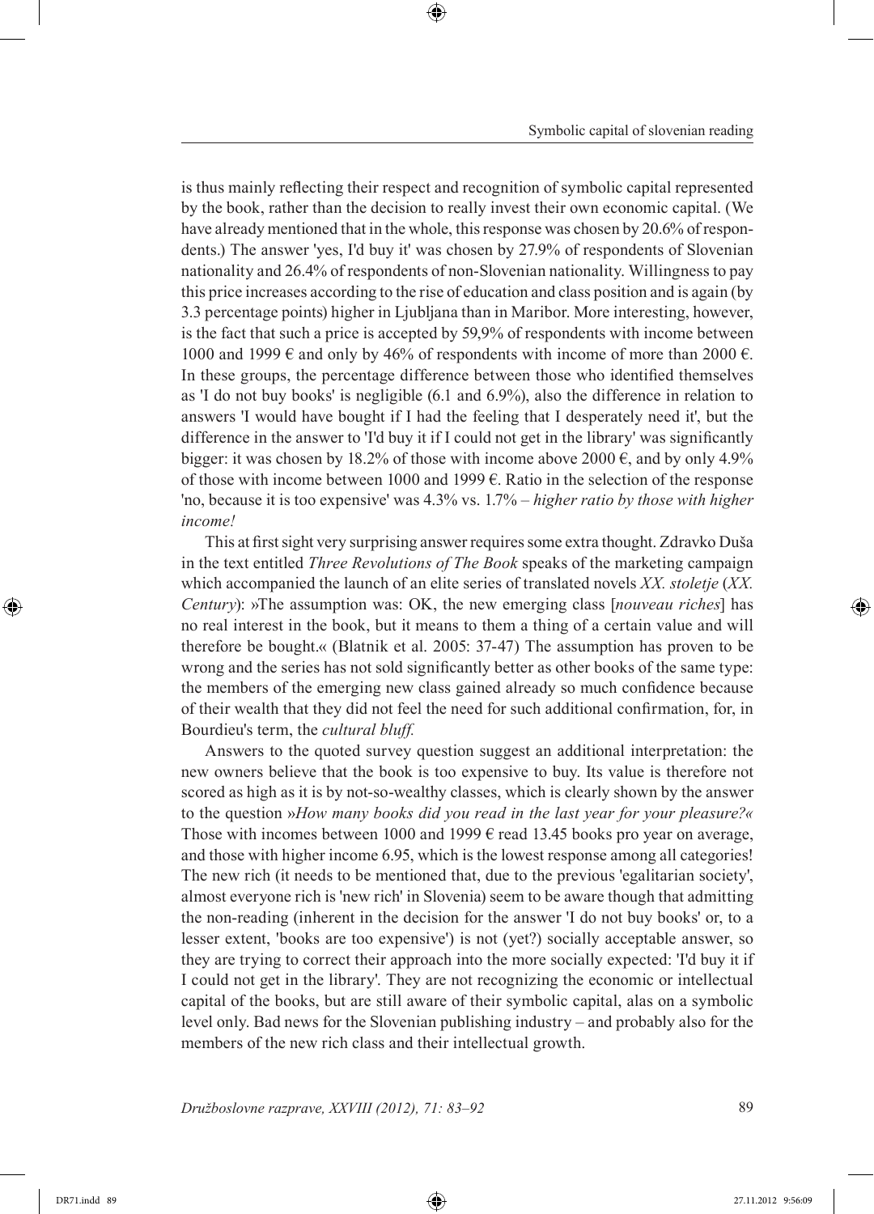is thus mainly reflecting their respect and recognition of symbolic capital represented by the book, rather than the decision to really invest their own economic capital. (We have already mentioned that in the whole, this response was chosen by 20.6% of respondents.) The answer 'yes, I'd buy it' was chosen by 27.9% of respondents of Slovenian nationality and 26.4% of respondents of non-Slovenian nationality. Willingness to pay this price increases according to the rise of education and class position and is again (by 3.3 percentage points) higher in Ljubljana than in Maribor. More interesting, however, is the fact that such a price is accepted by 59,9% of respondents with income between 1000 and 1999 € and only by 46% of respondents with income of more than 2000 €. In these groups, the percentage difference between those who identified themselves as 'I do not buy books' is negligible (6.1 and 6.9%), also the difference in relation to answers 'I would have bought if I had the feeling that I desperately need it', but the difference in the answer to 'I'd buy it if I could not get in the library' was significantly bigger: it was chosen by 18.2% of those with income above 2000 €, and by only 4.9% of those with income between 1000 and 1999 €. Ratio in the selection of the response 'no, because it is too expensive' was 4.3% vs. 1.7% – *higher ratio by those with higher income!*

This at first sight very surprising answer requires some extra thought. Zdravko Duša in the text entitled *Three Revolutions of The Book* speaks of the marketing campaign which accompanied the launch of an elite series of translated novels *XX. stoletje* (*XX. Century*): »The assumption was: OK, the new emerging class [*nouveau riches*] has no real interest in the book, but it means to them a thing of a certain value and will therefore be bought.« (Blatnik et al. 2005: 37-47) The assumption has proven to be wrong and the series has not sold significantly better as other books of the same type: the members of the emerging new class gained already so much confidence because of their wealth that they did not feel the need for such additional confirmation, for, in Bourdieu's term, the *cultural bluff.*

Answers to the quoted survey question suggest an additional interpretation: the new owners believe that the book is too expensive to buy. Its value is therefore not scored as high as it is by not-so-wealthy classes, which is clearly shown by the answer to the question »*How many books did you read in the last year for your pleasure?*« Those with incomes between 1000 and 1999 € read 13.45 books pro year on average, and those with higher income 6.95, which is the lowest response among all categories! The new rich (it needs to be mentioned that, due to the previous 'egalitarian society', almost everyone rich is 'new rich' in Slovenia) seem to be aware though that admitting the non-reading (inherent in the decision for the answer 'I do not buy books' or, to a lesser extent, 'books are too expensive') is not (yet?) socially acceptable answer, so they are trying to correct their approach into the more socially expected: 'I'd buy it if I could not get in the library'. They are not recognizing the economic or intellectual capital of the books, but are still aware of their symbolic capital, alas on a symbolic level only. Bad news for the Slovenian publishing industry – and probably also for the members of the new rich class and their intellectual growth.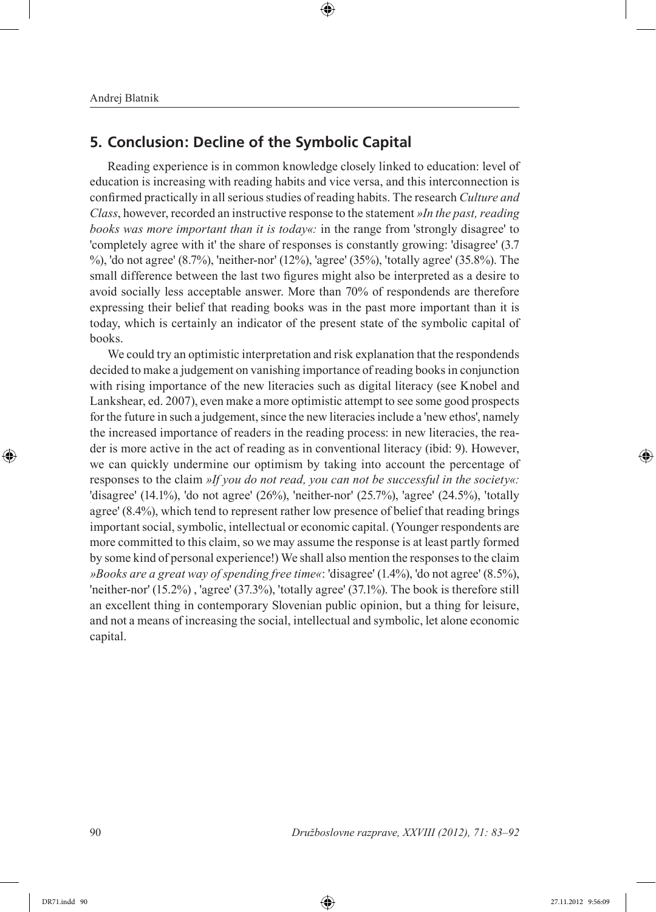## 5. Conclusion: Decline of the Symbolic Capital

Reading experience is in common knowledge closely linked to education: level of education is increasing with reading habits and vice versa, and this interconnection is confirmed practically in all serious studies of reading habits. The research *Culture and Class*, however, recorded an instructive response to the statement *»In the past, reading books was more important than it is today«:* in the range from 'strongly disagree' to 'completely agree with it' the share of responses is constantly growing: 'disagree' (3.7 %), 'do not agree' (8.7%), 'neither-nor' (12%), 'agree' (35%), 'totally agree' (35.8%). The small difference between the last two figures might also be interpreted as a desire to avoid socially less acceptable answer. More than 70% of respondends are therefore expressing their belief that reading books was in the past more important than it is today, which is certainly an indicator of the present state of the symbolic capital of books.

We could try an optimistic interpretation and risk explanation that the respondends decided to make a judgement on vanishing importance of reading books in conjunction with rising importance of the new literacies such as digital literacy (see Knobel and Lankshear, ed. 2007), even make a more optimistic attempt to see some good prospects for the future in such a judgement, since the new literacies include a 'new ethos', namely the increased importance of readers in the reading process: in new literacies, the reader is more active in the act of reading as in conventional literacy (ibid: 9). However, we can quickly undermine our optimism by taking into account the percentage of responses to the claim *»If you do not read, you can not be successful in the society«:* 'disagree' (14.1%), 'do not agree' (26%), 'neither-nor' (25.7%), 'agree' (24.5%), 'totally agree' (8.4%), which tend to represent rather low presence of belief that reading brings important social, symbolic, intellectual or economic capital. (Younger respondents are more committed to this claim, so we may assume the response is at least partly formed by some kind of personal experience!) We shall also mention the responses to the claim *»Books are a great way of spending free time«*: 'disagree' (1.4%), 'do not agree' (8.5%), 'neither-nor' (15.2%) , 'agree' (37.3%), 'totally agree' (37.1%). The book is therefore still an excellent thing in contemporary Slovenian public opinion, but a thing for leisure, and not a means of increasing the social, intellectual and symbolic, let alone economic capital.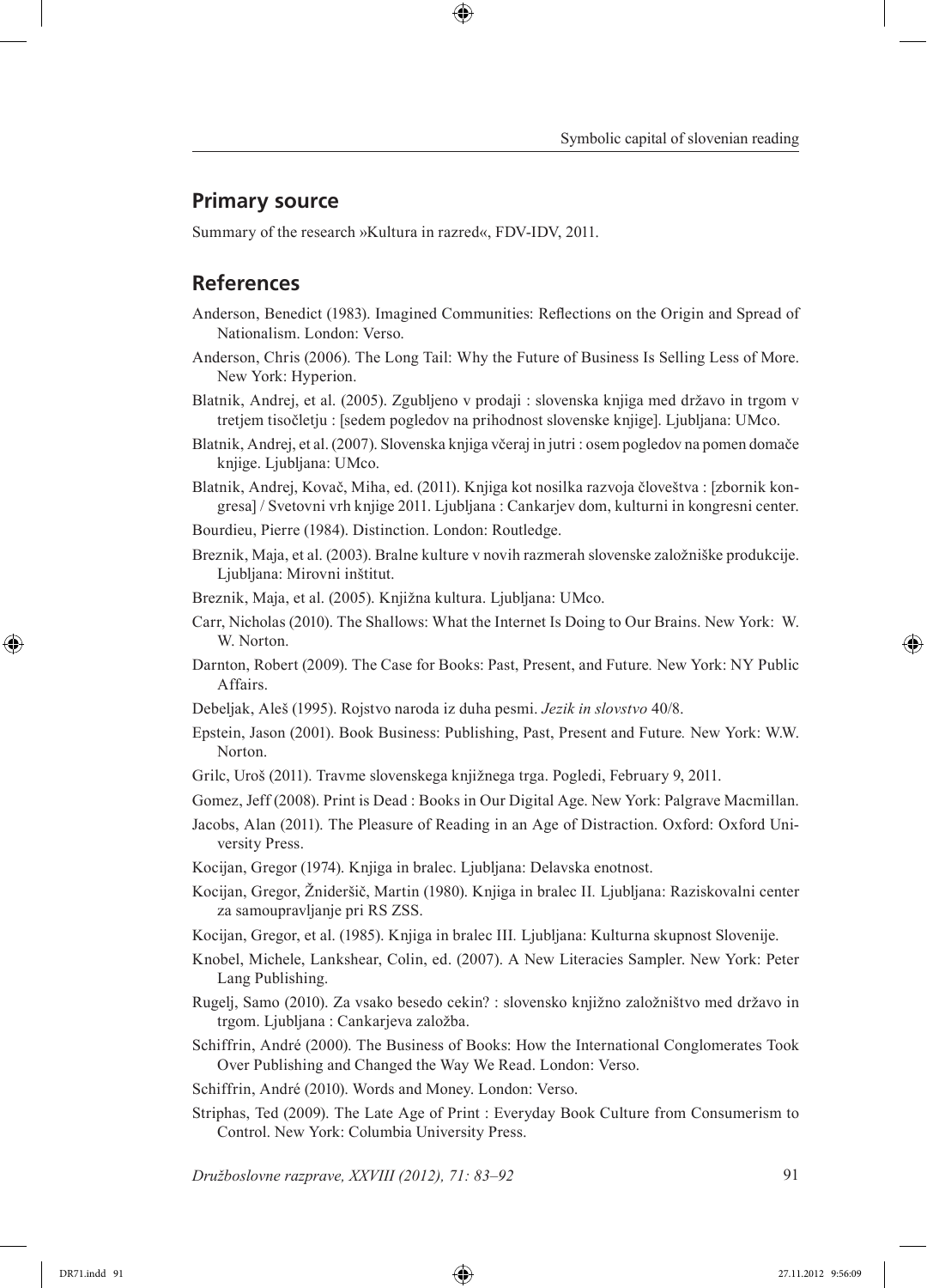## Primary source

Summary of the research »Kultura in razred«, FDV-IDV, 2011.

## References

Anderson, Benedict (1983). Imagined Communities: Reflections on the Origin and Spread of Nationalism. London: Verso.

Anderson, Chris (2006). The Long Tail: Why the Future of Business Is Selling Less of More. New York: Hyperion.

Blatnik, Andrej, et al. (2005). Zgubljeno v prodaji : slovenska knjiga med državo in trgom v tretjem tisočletju : [sedem pogledov na prihodnost slovenske knjige]. Ljubljana: UMco.

Blatnik, Andrej, et al. (2007). Slovenska knjiga včeraj in jutri : osem pogledov na pomen domače knjige. Ljubljana: UMco.

Blatnik, Andrej, Kovač, Miha, ed. (2011). Knjiga kot nosilka razvoja človeštva : [zbornik kongresa] / Svetovni vrh knjige 2011. Ljubljana : Cankarjev dom, kulturni in kongresni center.

Bourdieu, Pierre (1984). Distinction. London: Routledge.

Breznik, Maja, et al. (2003). Bralne kulture v novih razmerah slovenske založniške produkcije. Ljubljana: Mirovni inštitut.

Breznik, Maja, et al. (2005). Knjižna kultura. Ljubljana: UMco.

Carr, Nicholas (2010). The Shallows: What the Internet Is Doing to Our Brains. New York: W. W. Norton.

Darnton, Robert (2009). The Case for Books: Past, Present, and Future. New York: NY Public Affairs.

Debeljak, Aleš (1995). Rojstvo naroda iz duha pesmi. *Jezik in slovstvo* 40/8.

Epstein, Jason (2001). Book Business: Publishing, Past, Present and Future. New York: W.W. Norton.

Grilc, Uroš (2011). Travme slovenskega knjižnega trga. Pogledi, February 9, 2011.

Gomez, Jeff (2008). Print is Dead : Books in Our Digital Age. New York: Palgrave Macmillan.

Jacobs, Alan (2011). The Pleasure of Reading in an Age of Distraction. Oxford: Oxford University Press.

Kocijan, Gregor (1974). Knjiga in bralec. Ljubljana: Delavska enotnost.

Kocijan, Gregor, Žnideršič, Martin (1980). Knjiga in bralec II. Ljubljana: Raziskovalni center za samoupravljanje pri RS ZSS.

Kocijan, Gregor, et al. (1985). Knjiga in bralec III. Ljubljana: Kulturna skupnost Slovenije.

Knobel, Michele, Lankshear, Colin, ed. (2007). A New Literacies Sampler. New York: Peter Lang Publishing.

Rugelj, Samo (2010). Za vsako besedo cekin? : slovensko knjižno založništvo med državo in trgom. Ljubljana : Cankarjeva založba.

Schiffrin, André (2000). The Business of Books: How the International Conglomerates Took Over Publishing and Changed the Way We Read. London: Verso.

Schiffrin, André (2010). Words and Money. London: Verso.

Striphas, Ted (2009). The Late Age of Print : Everyday Book Culture from Consumerism to Control. New York: Columbia University Press.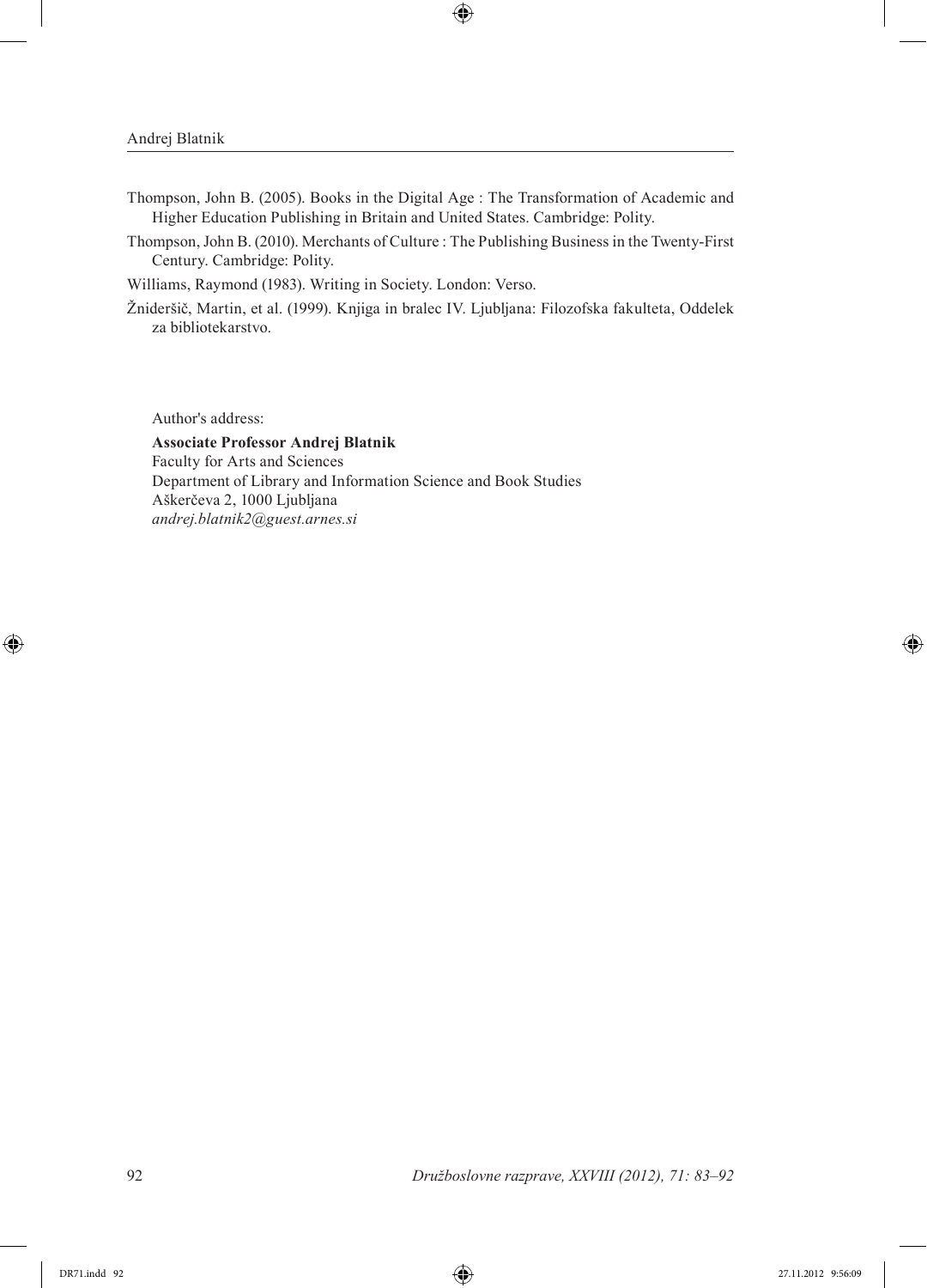Thompson, John B. (2005). Books in the Digital Age : The Transformation of Academic and Higher Education Publishing in Britain and United States. Cambridge: Polity.

Thompson, John B. (2010). Merchants of Culture : The Publishing Business in the Twenty-First Century. Cambridge: Polity.

Williams, Raymond (1983). Writing in Society. London: Verso.

Žnideršič, Martin, et al. (1999). Knjiga in bralec IV. Ljubljana: Filozofska fakulteta, Oddelek za bibliotekarstvo.

Author's address:

**Associate Professor Andrej Blatnik**
Faculty for Arts and Sciences
Department of Library and Information Science and Book Studies
Aškerčeva 2, 1000 Ljubljana
*andrej.blatnik2@guest.arnes.si*